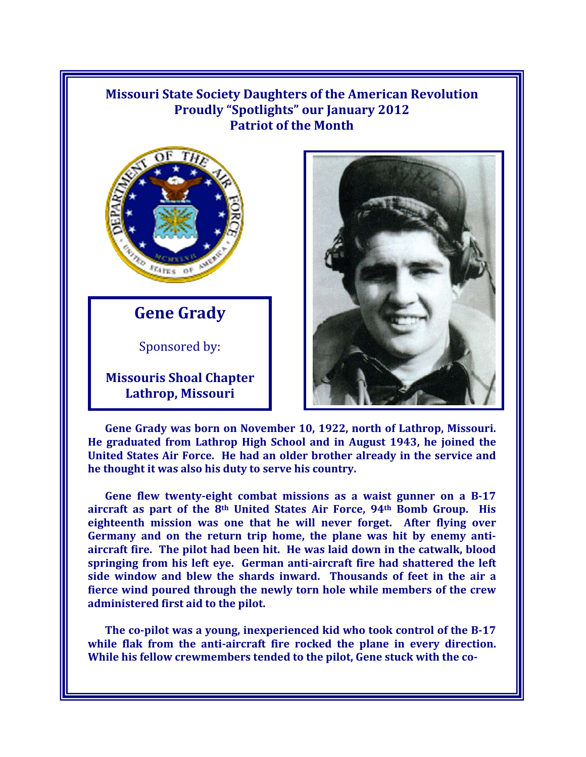## Missouri State Society Daughters of the American Revolution Proudly "Spotlights" our January 2012 Patriot of the Month

## Gene Grady

Sponsored by:

**Missouris Shoal Chapter Lathrop, Missouri**

**Gene Grady was born on November 10, 1922, north of Lathrop, Missouri. He graduated from Lathrop High School and in August 1943, he joined the United States Air Force. He had an older brother already in the service and he thought it was also his duty to serve his country.**

**Gene flew twenty-eight combat missions as a waist gunner on a B-17 aircraft as part of the 8th United States Air Force, 94th Bomb Group. His eighteenth mission was one that he will never forget. After flying over Germany and on the return trip home, the plane was hit by enemy anti-aircraft fire. The pilot had been hit. He was laid down in the catwalk, blood springing from his left eye. German anti-aircraft fire had shattered the left side window and blew the shards inward. Thousands of feet in the air a fierce wind poured through the newly torn hole while members of the crew administered first aid to the pilot.**

**The co-pilot was a young, inexperienced kid who took control of the B-17 while flak from the anti-aircraft fire rocked the plane in every direction. While his fellow crewmembers tended to the pilot, Gene stuck with the co-**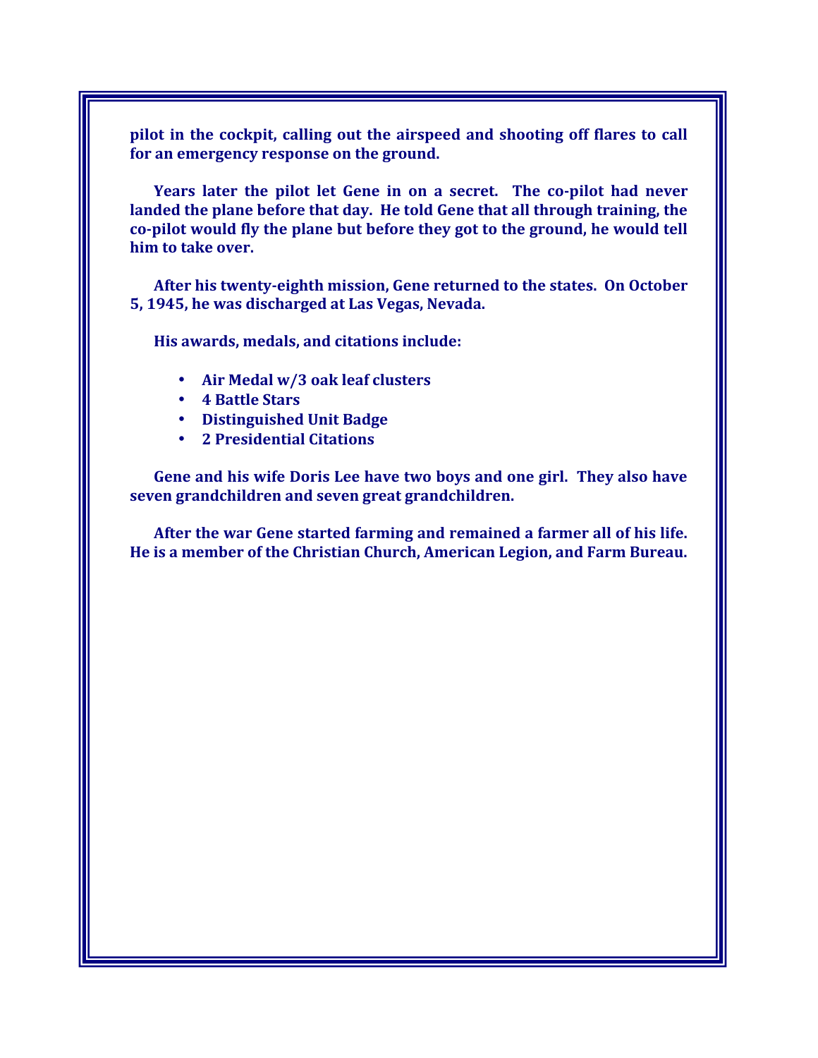pilot in the cockpit, calling out the airspeed and shooting off flares to call for an emergency response on the ground.

Years later the pilot let Gene in on a secret. The co-pilot had never landed the plane before that day. He told Gene that all through training, the co-pilot would fly the plane but before they got to the ground, he would tell him to take over.

After his twenty-eighth mission, Gene returned to the states. On October 5, 1945, he was discharged at Las Vegas, Nevada.

His awards, medals, and citations include:

- Air Medal w/3 oak leaf clusters
- 4 Battle Stars
- Distinguished Unit Badge
- 2 Presidential Citations

Gene and his wife Doris Lee have two boys and one girl. They also have seven grandchildren and seven great grandchildren.

After the war Gene started farming and remained a farmer all of his life. He is a member of the Christian Church, American Legion, and Farm Bureau.